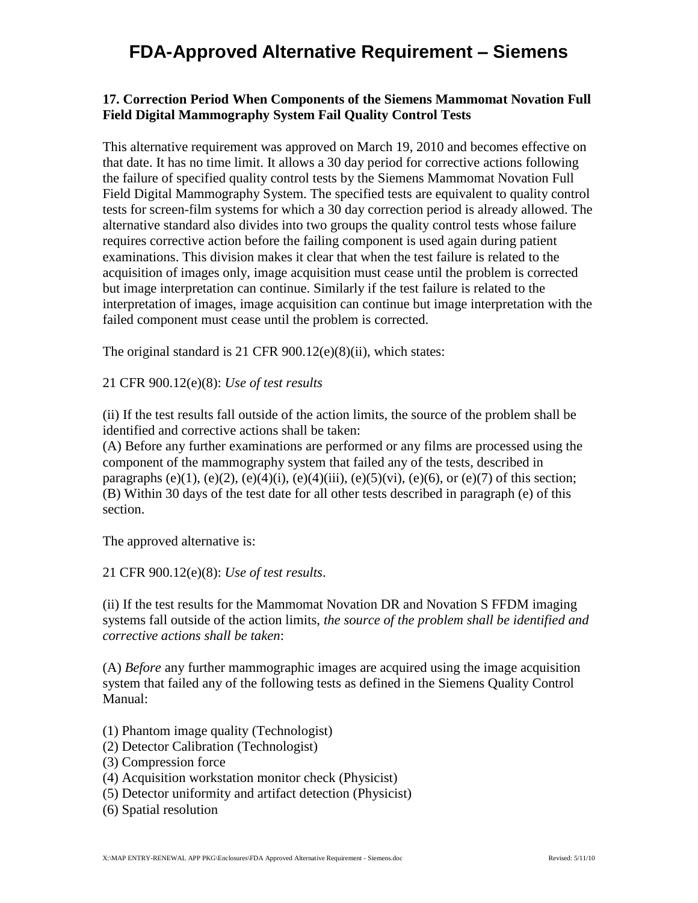# FDA-Approved Alternative Requirement – Siemens

**17. Correction Period When Components of the Siemens Mammomat Novation Full Field Digital Mammography System Fail Quality Control Tests**

This alternative requirement was approved on March 19, 2010 and becomes effective on that date. It has no time limit. It allows a 30 day period for corrective actions following the failure of specified quality control tests by the Siemens Mammomat Novation Full Field Digital Mammography System. The specified tests are equivalent to quality control tests for screen-film systems for which a 30 day correction period is already allowed. The alternative standard also divides into two groups the quality control tests whose failure requires corrective action before the failing component is used again during patient examinations. This division makes it clear that when the test failure is related to the acquisition of images only, image acquisition must cease until the problem is corrected but image interpretation can continue. Similarly if the test failure is related to the interpretation of images, image acquisition can continue but image interpretation with the failed component must cease until the problem is corrected.

The original standard is 21 CFR 900.12(e)(8)(ii), which states:

21 CFR 900.12(e)(8): *Use of test results*

(ii) If the test results fall outside of the action limits, the source of the problem shall be identified and corrective actions shall be taken:
(A) Before any further examinations are performed or any films are processed using the component of the mammography system that failed any of the tests, described in paragraphs (e)(1), (e)(2), (e)(4)(i), (e)(4)(iii), (e)(5)(vi), (e)(6), or (e)(7) of this section;
(B) Within 30 days of the test date for all other tests described in paragraph (e) of this section.

The approved alternative is:

21 CFR 900.12(e)(8): *Use of test results*.

(ii) If the test results for the Mammomat Novation DR and Novation S FFDM imaging systems fall outside of the action limits, *the source of the problem shall be identified and corrective actions shall be taken*:

(A) *Before* any further mammographic images are acquired using the image acquisition system that failed any of the following tests as defined in the Siemens Quality Control Manual:

(1) Phantom image quality (Technologist)
(2) Detector Calibration (Technologist)
(3) Compression force
(4) Acquisition workstation monitor check (Physicist)
(5) Detector uniformity and artifact detection (Physicist)
(6) Spatial resolution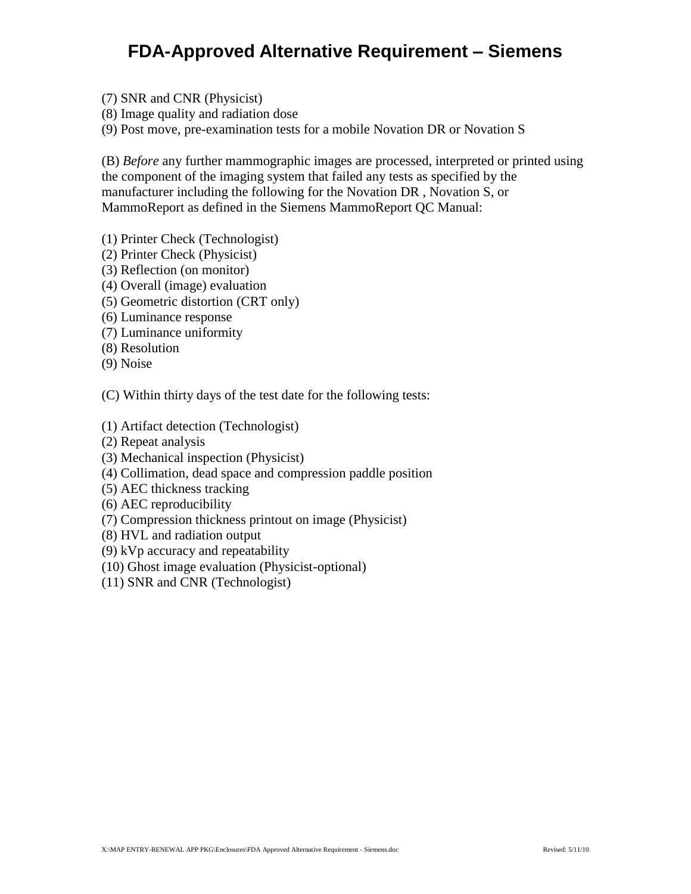# FDA-Approved Alternative Requirement – Siemens

(7) SNR and CNR (Physicist)
(8) Image quality and radiation dose
(9) Post move, pre-examination tests for a mobile Novation DR or Novation S

(B) *Before* any further mammographic images are processed, interpreted or printed using the component of the imaging system that failed any tests as specified by the manufacturer including the following for the Novation DR , Novation S, or MammoReport as defined in the Siemens MammoReport QC Manual:

(1) Printer Check (Technologist)
(2) Printer Check (Physicist)
(3) Reflection (on monitor)
(4) Overall (image) evaluation
(5) Geometric distortion (CRT only)
(6) Luminance response
(7) Luminance uniformity
(8) Resolution
(9) Noise

(C) Within thirty days of the test date for the following tests:

(1) Artifact detection (Technologist)
(2) Repeat analysis
(3) Mechanical inspection (Physicist)
(4) Collimation, dead space and compression paddle position
(5) AEC thickness tracking
(6) AEC reproducibility
(7) Compression thickness printout on image (Physicist)
(8) HVL and radiation output
(9) kVp accuracy and repeatability
(10) Ghost image evaluation (Physicist-optional)
(11) SNR and CNR (Technologist)